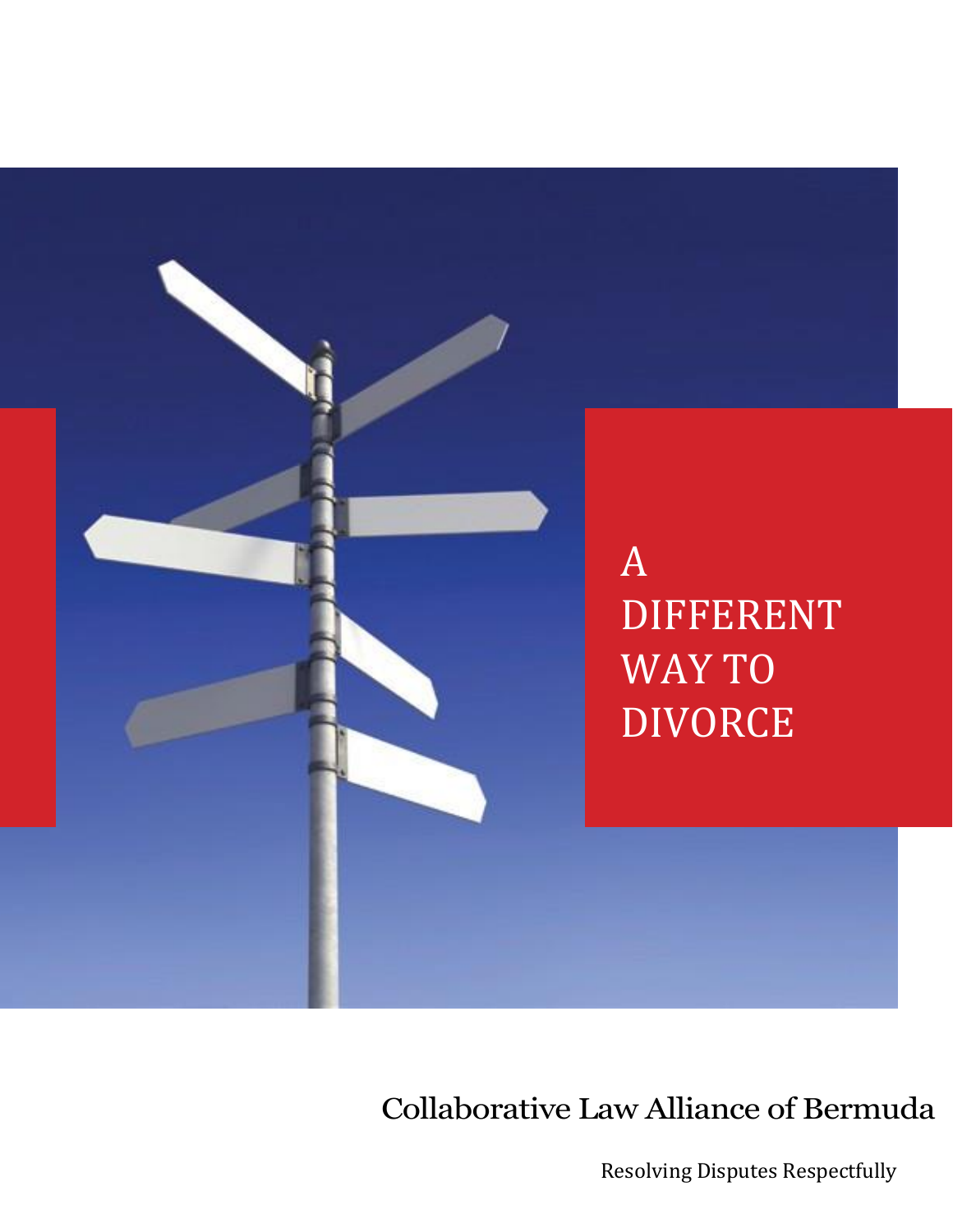# A DIFFERENT WAY TO DIVORCE

Collaborative Law Alliance of Bermuda

Resolving Disputes Respectfully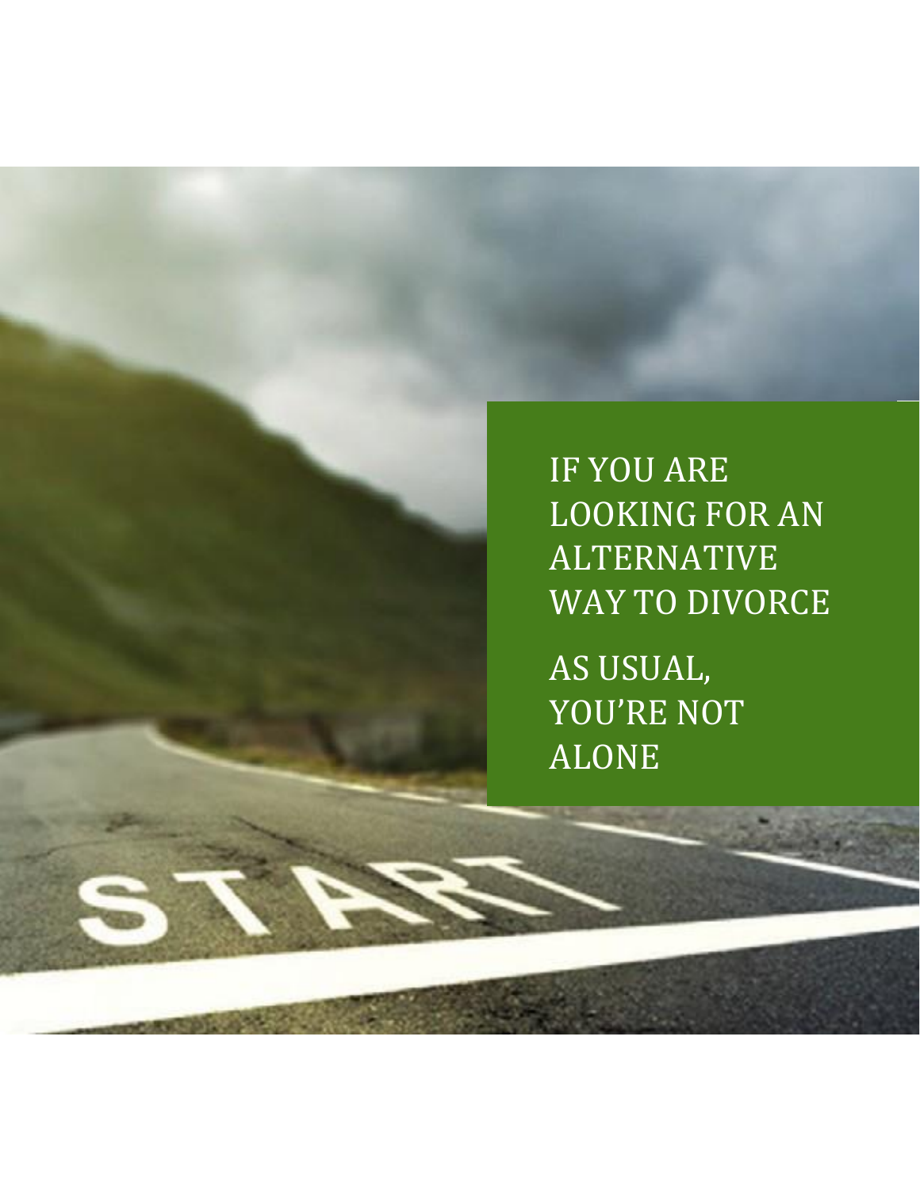IF YOU ARE LOOKING FOR AN ALTERNATIVE WAY TO DIVORCE

AS USUAL, YOU'RE NOT ALONE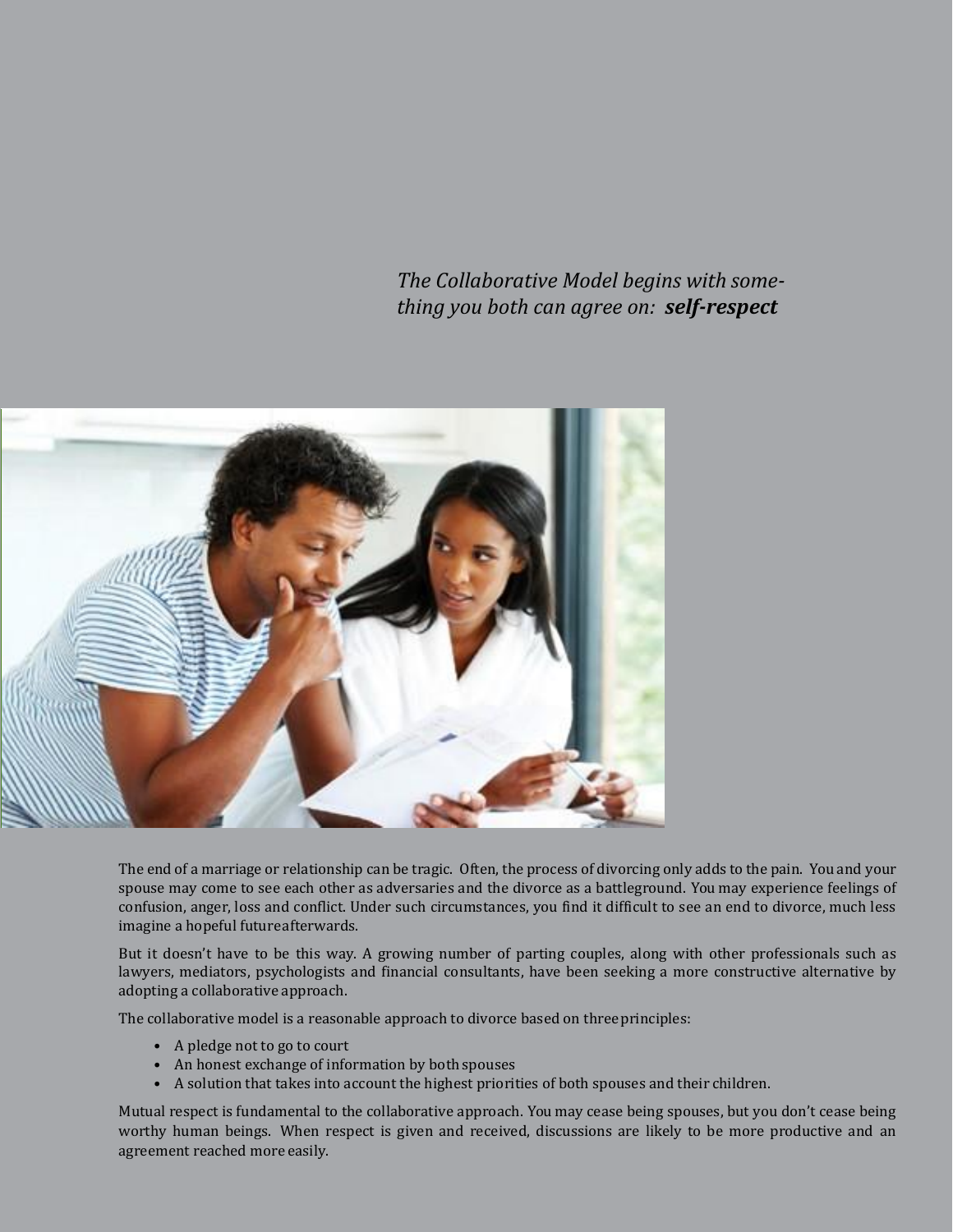*The Collaborative Model begins with something you both can agree on:* ***self-respect***

The end of a marriage or relationship can be tragic. Often, the process of divorcing only adds to the pain. You and your spouse may come to see each other as adversaries and the divorce as a battleground. You may experience feelings of confusion, anger, loss and conflict. Under such circumstances, you find it difficult to see an end to divorce, much less imagine a hopeful future afterwards.

But it doesn't have to be this way. A growing number of parting couples, along with other professionals such as lawyers, mediators, psychologists and financial consultants, have been seeking a more constructive alternative by adopting a collaborative approach.

The collaborative model is a reasonable approach to divorce based on three principles:

- A pledge not to go to court
- An honest exchange of information by both spouses
- A solution that takes into account the highest priorities of both spouses and their children.

Mutual respect is fundamental to the collaborative approach. You may cease being spouses, but you don't cease being worthy human beings. When respect is given and received, discussions are likely to be more productive and an agreement reached more easily.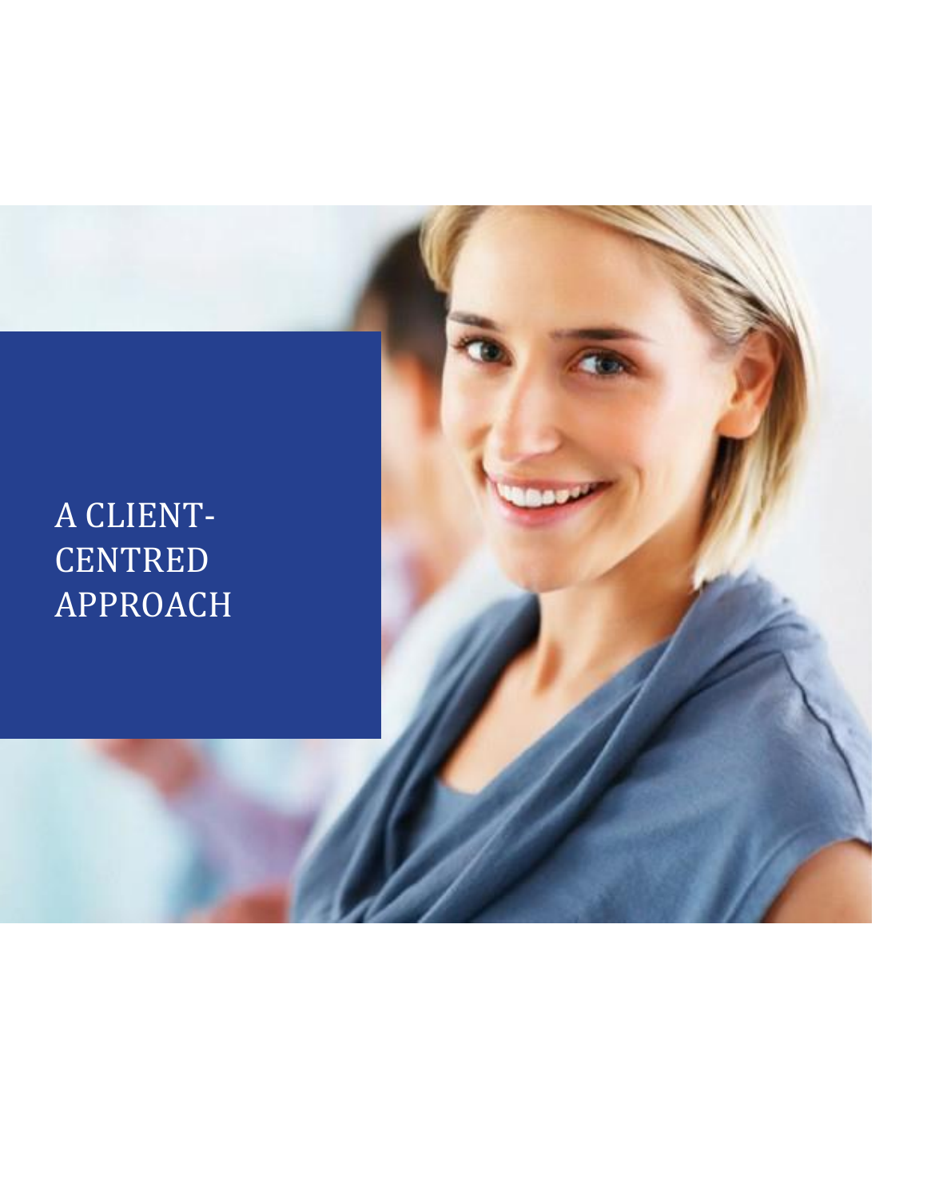# A CLIENT-CENTRED APPROACH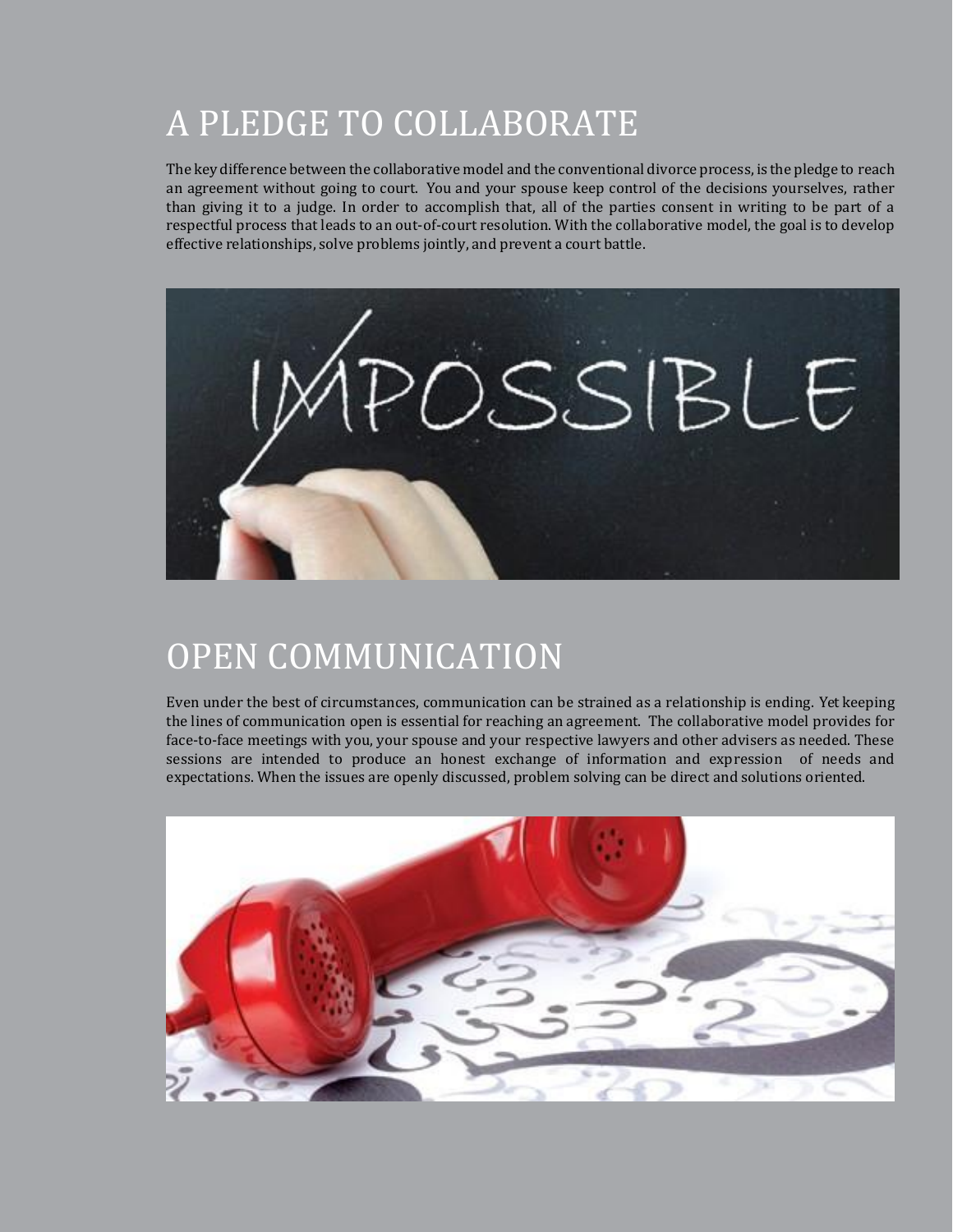# A PLEDGE TO COLLABORATE

The key difference between the collaborative model and the conventional divorce process, is the pledge to reach an agreement without going to court. You and your spouse keep control of the decisions yourselves, rather than giving it to a judge. In order to accomplish that, all of the parties consent in writing to be part of a respectful process that leads to an out-of-court resolution. With the collaborative model, the goal is to develop effective relationships, solve problems jointly, and prevent a court battle.

# OPEN COMMUNICATION

Even under the best of circumstances, communication can be strained as a relationship is ending. Yet keeping the lines of communication open is essential for reaching an agreement. The collaborative model provides for face-to-face meetings with you, your spouse and your respective lawyers and other advisers as needed. These sessions are intended to produce an honest exchange of information and expression of needs and expectations. When the issues are openly discussed, problem solving can be direct and solutions oriented.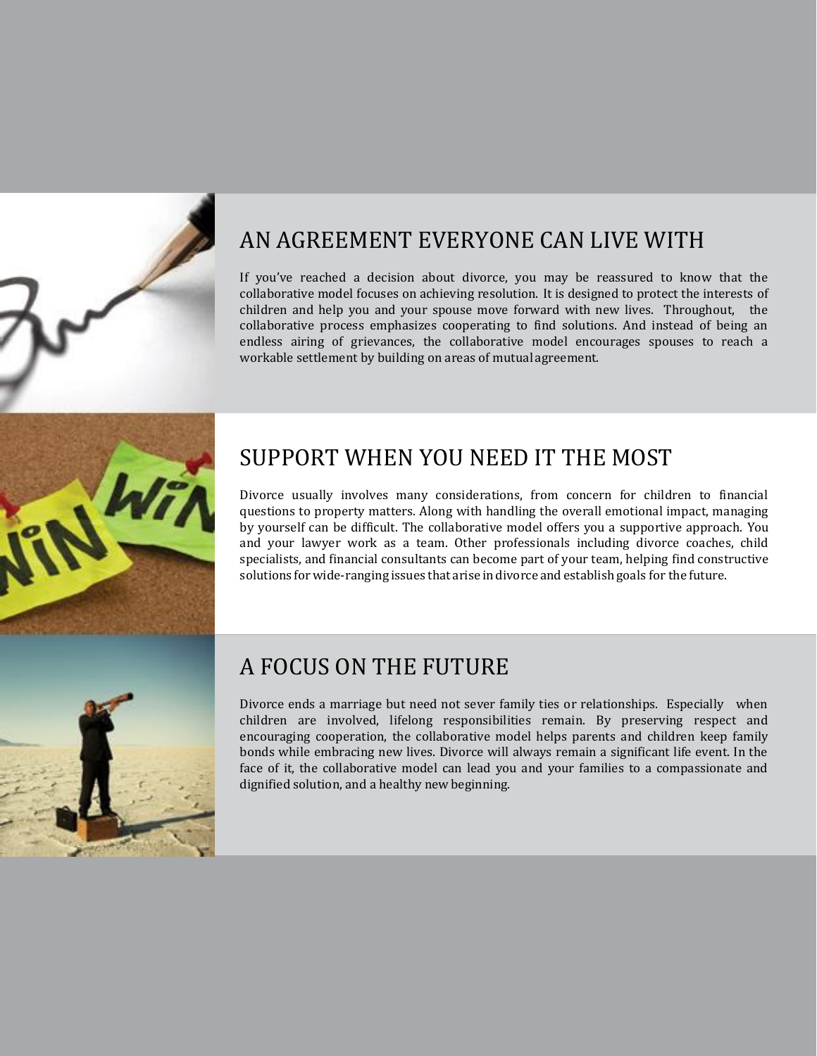## AN AGREEMENT EVERYONE CAN LIVE WITH

If you've reached a decision about divorce, you may be reassured to know that the collaborative model focuses on achieving resolution. It is designed to protect the interests of children and help you and your spouse move forward with new lives. Throughout, the collaborative process emphasizes cooperating to find solutions. And instead of being an endless airing of grievances, the collaborative model encourages spouses to reach a workable settlement by building on areas of mutual agreement.

## SUPPORT WHEN YOU NEED IT THE MOST

Divorce usually involves many considerations, from concern for children to financial questions to property matters. Along with handling the overall emotional impact, managing by yourself can be difficult. The collaborative model offers you a supportive approach. You and your lawyer work as a team. Other professionals including divorce coaches, child specialists, and financial consultants can become part of your team, helping find constructive solutions for wide-ranging issues that arise in divorce and establish goals for the future.

## A FOCUS ON THE FUTURE

Divorce ends a marriage but need not sever family ties or relationships. Especially when children are involved, lifelong responsibilities remain. By preserving respect and encouraging cooperation, the collaborative model helps parents and children keep family bonds while embracing new lives. Divorce will always remain a significant life event. In the face of it, the collaborative model can lead you and your families to a compassionate and dignified solution, and a healthy new beginning.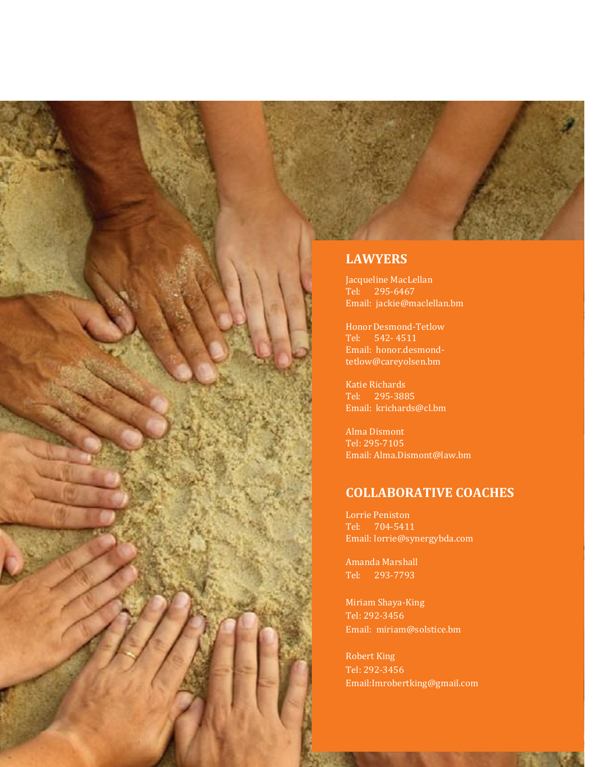## LAWYERS

Jacqueline MacLellan
Tel: 295-6467
Email: jackie@maclellan.bm

Honor Desmond-Tetlow
Tel: 542- 4511
Email: honor.desmond-tetlow@careyolsen.bm

Katie Richards
Tel: 295-3885
Email: krichards@cl.bm

Alma Dismont
Tel: 295-7105
Email: Alma.Dismont@law.bm

## COLLABORATIVE COACHES

Lorrie Peniston
Tel: 704-5411
Email: lorrie@synergybda.com

Amanda Marshall
Tel: 293-7793

Miriam Shaya-King
Tel: 292-3456
Email: miriam@solstice.bm

Robert King
Tel: 292-3456
Email:Imrobertking@gmail.com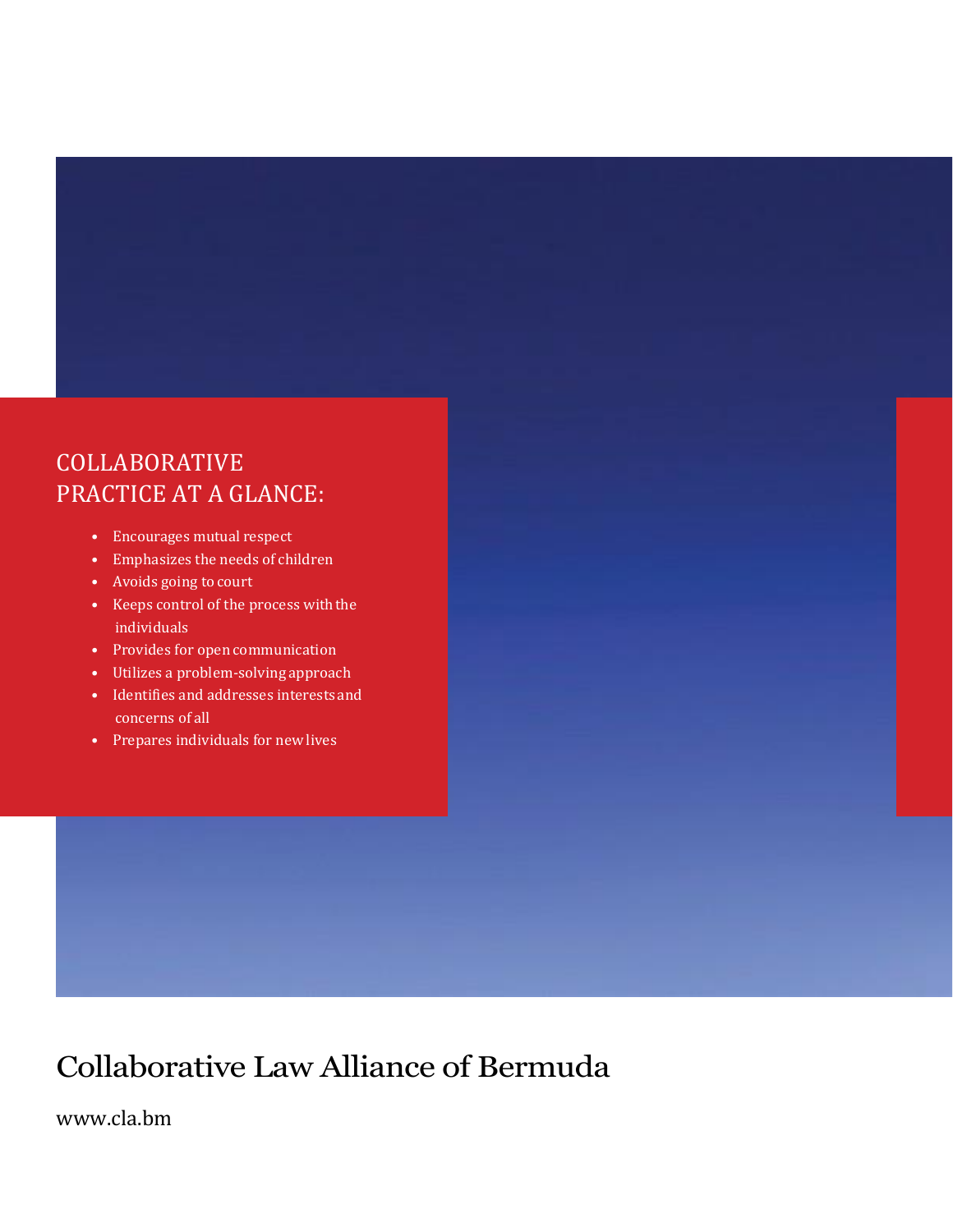## COLLABORATIVE PRACTICE AT A GLANCE:

- Encourages mutual respect
- Emphasizes the needs of children
- Avoids going to court
- Keeps control of the process with the individuals
- Provides for open communication
- Utilizes a problem-solving approach
- Identifies and addresses interests and concerns of all
- Prepares individuals for new lives

# Collaborative Law Alliance of Bermuda

www.cla.bm